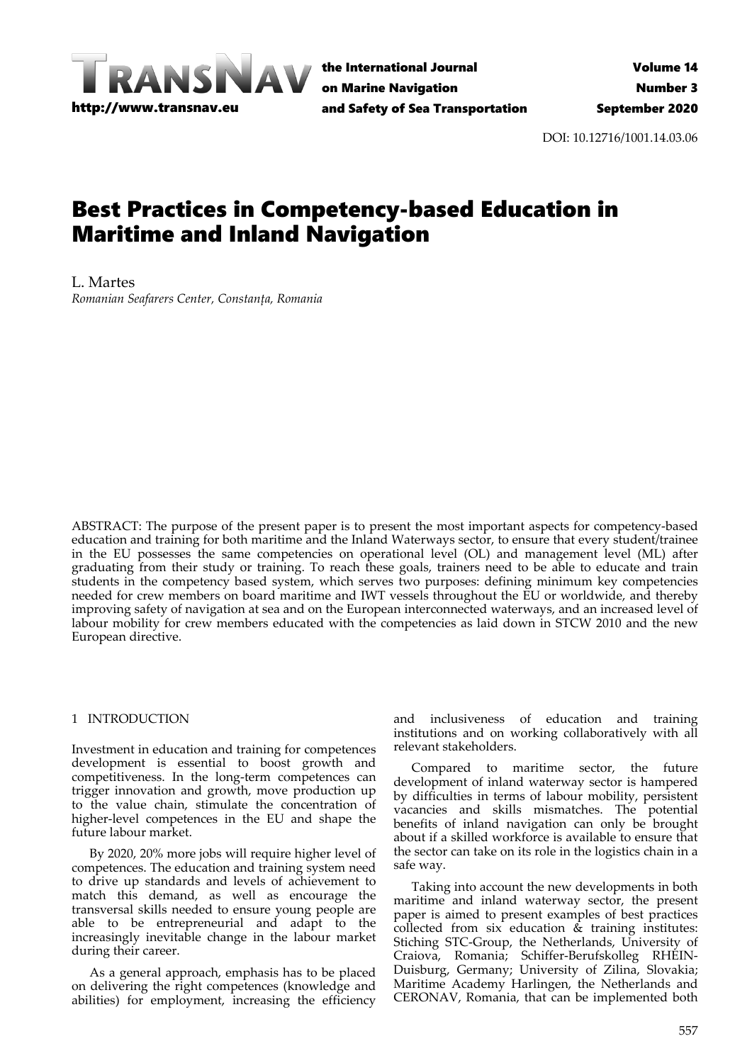DOI: 10.12716/1001.14.03.06

# Best Practices in Competency-based Education in Maritime and Inland Navigation

L. Martes

*Romanian Seafarers Center, Constanța, Romania*

ABSTRACT: The purpose of the present paper is to present the most important aspects for competency-based education and training for both maritime and the Inland Waterways sector, to ensure that every student/trainee in the EU possesses the same competencies on operational level (OL) and management level (ML) after graduating from their study or training. To reach these goals, trainers need to be able to educate and train students in the competency based system, which serves two purposes: defining minimum key competencies needed for crew members on board maritime and IWT vessels throughout the EU or worldwide, and thereby improving safety of navigation at sea and on the European interconnected waterways, and an increased level of labour mobility for crew members educated with the competencies as laid down in STCW 2010 and the new European directive.

## 1 INTRODUCTION

Investment in education and training for competences development is essential to boost growth and competitiveness. In the long-term competences can trigger innovation and growth, move production up to the value chain, stimulate the concentration of higher-level competences in the EU and shape the future labour market.

By 2020, 20% more jobs will require higher level of competences. The education and training system need to drive up standards and levels of achievement to match this demand, as well as encourage the transversal skills needed to ensure young people are able to be entrepreneurial and adapt to the increasingly inevitable change in the labour market during their career.

As a general approach, emphasis has to be placed on delivering the right competences (knowledge and abilities) for employment, increasing the efficiency and inclusiveness of education and training institutions and on working collaboratively with all relevant stakeholders.

Compared to maritime sector, the future development of inland waterway sector is hampered by difficulties in terms of labour mobility, persistent vacancies and skills mismatches. The potential benefits of inland navigation can only be brought about if a skilled workforce is available to ensure that the sector can take on its role in the logistics chain in a safe way.

Taking into account the new developments in both maritime and inland waterway sector, the present paper is aimed to present examples of best practices collected from six education & training institutes: Stiching STC-Group, the Netherlands, University of Craiova, Romania; Schiffer-Berufskolleg RHEIN-Duisburg, Germany; University of Zilina, Slovakia; Maritime Academy Harlingen, the Netherlands and CERONAV, Romania, that can be implemented both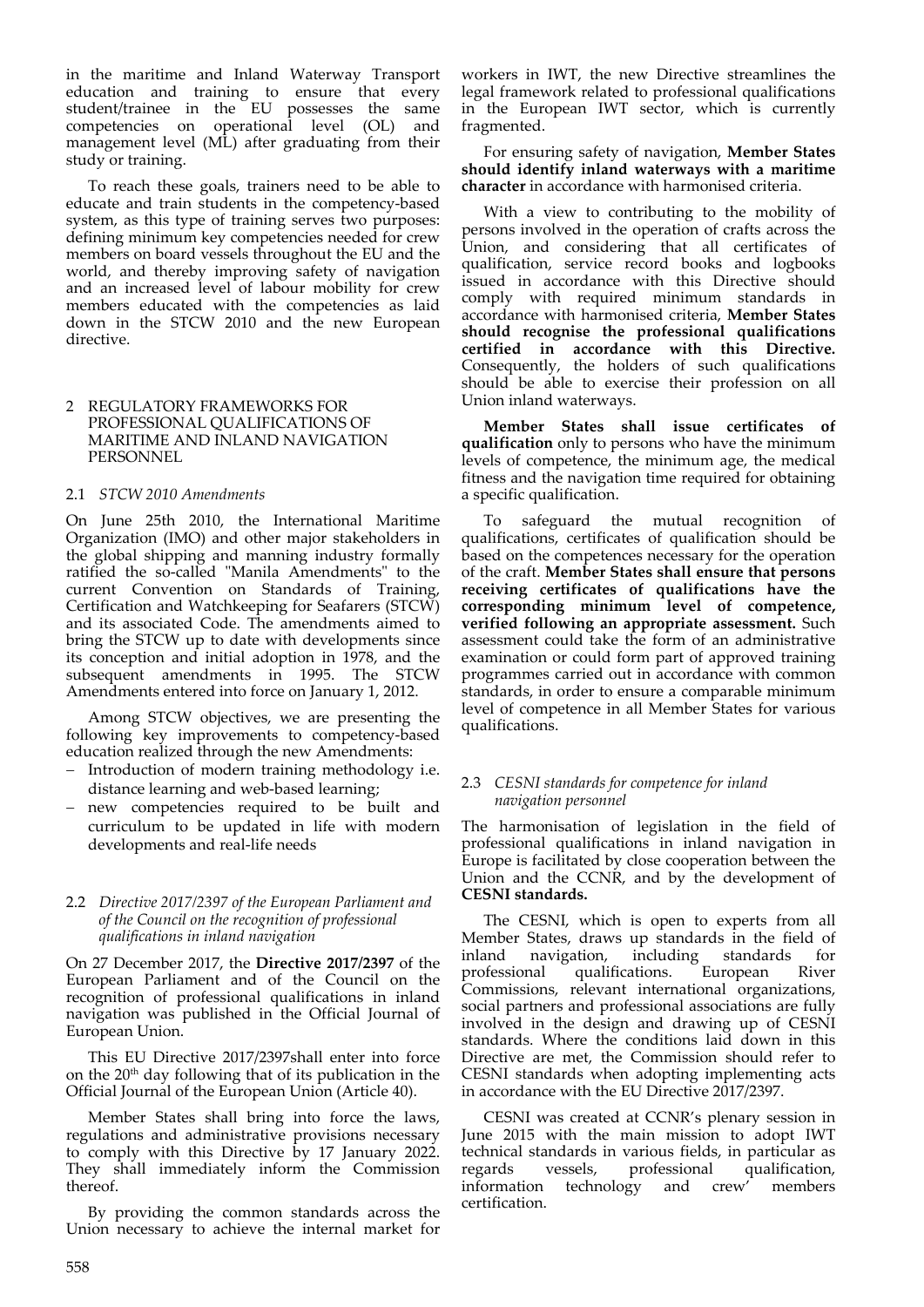in the maritime and Inland Waterway Transport education and training to ensure that every student/trainee in the EU possesses the same competencies on operational level (OL) and management level (ML) after graduating from their study or training.

To reach these goals, trainers need to be able to educate and train students in the competency-based system, as this type of training serves two purposes: defining minimum key competencies needed for crew members on board vessels throughout the EU and the world, and thereby improving safety of navigation and an increased level of labour mobility for crew members educated with the competencies as laid down in the STCW 2010 and the new European directive.

## 2 REGULATORY FRAMEWORKS FOR PROFESSIONAL QUALIFICATIONS OF MARITIME AND INLAND NAVIGATION PERSONNEL

### 2.1 *STCW 2010 Amendments*

On June 25th 2010, the International Maritime Organization (IMO) and other major stakeholders in the global shipping and manning industry formally ratified the so-called "Manila Amendments" to the current Convention on Standards of Training, Certification and Watchkeeping for Seafarers (STCW) and its associated Code. The amendments aimed to bring the STCW up to date with developments since its conception and initial adoption in 1978, and the subsequent amendments in 1995. The STCW Amendments entered into force on January 1, 2012.

Among STCW objectives, we are presenting the following key improvements to competency-based education realized through the new Amendments:

- Introduction of modern training methodology i.e. distance learning and web-based learning;
- new competencies required to be built and curriculum to be updated in life with modern developments and real-life needs

### 2.2 *Directive 2017/2397 of the European Parliament and of the Council on the recognition of professional qualifications in inland navigation*

On 27 December 2017, the **Directive 2017/2397** of the European Parliament and of the Council on the recognition of professional qualifications in inland navigation was published in the Official Journal of European Union.

This EU Directive 2017/2397shall enter into force on the 20th day following that of its publication in the Official Journal of the European Union (Article 40).

Member States shall bring into force the laws, regulations and administrative provisions necessary to comply with this Directive by 17 January 2022. They shall immediately inform the Commission thereof.

By providing the common standards across the Union necessary to achieve the internal market for workers in IWT, the new Directive streamlines the legal framework related to professional qualifications in the European IWT sector, which is currently fragmented.

For ensuring safety of navigation, **Member States should identify inland waterways with a maritime character** in accordance with harmonised criteria.

With a view to contributing to the mobility of persons involved in the operation of crafts across the Union, and considering that all certificates of qualification, service record books and logbooks issued in accordance with this Directive should comply with required minimum standards in accordance with harmonised criteria, **Member States should recognise the professional qualifications certified in accordance with this Directive.** Consequently, the holders of such qualifications should be able to exercise their profession on all Union inland waterways.

**Member States shall issue certificates of qualification** only to persons who have the minimum levels of competence, the minimum age, the medical fitness and the navigation time required for obtaining a specific qualification.

To safeguard the mutual recognition of qualifications, certificates of qualification should be based on the competences necessary for the operation of the craft. **Member States shall ensure that persons receiving certificates of qualifications have the corresponding minimum level of competence, verified following an appropriate assessment.** Such assessment could take the form of an administrative examination or could form part of approved training programmes carried out in accordance with common standards, in order to ensure a comparable minimum level of competence in all Member States for various qualifications.

### 2.3 *CESNI standards for competence for inland navigation personnel*

The harmonisation of legislation in the field of professional qualifications in inland navigation in Europe is facilitated by close cooperation between the Union and the CCNR, and by the development of **CESNI standards.**

The CESNI, which is open to experts from all Member States, draws up standards in the field of inland navigation, including standards for professional qualifications. European River Commissions, relevant international organizations, social partners and professional associations are fully involved in the design and drawing up of CESNI standards. Where the conditions laid down in this Directive are met, the Commission should refer to CESNI standards when adopting implementing acts in accordance with the EU Directive 2017/2397.

CESNI was created at CCNR's plenary session in June 2015 with the main mission to adopt IWT technical standards in various fields, in particular as regards vessels, professional qualification, information technology and crew' members certification.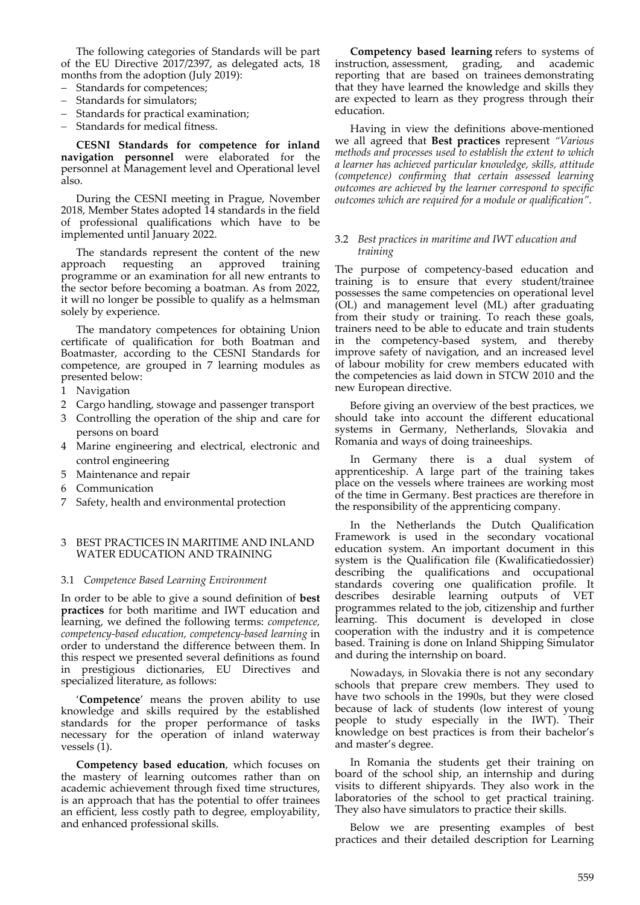The following categories of Standards will be part of the EU Directive 2017/2397, as delegated acts, 18 months from the adoption (July 2019):

- Standards for competences;
- Standards for simulators;
- Standards for practical examination;
- Standards for medical fitness.

**CESNI Standards for competence for inland navigation personnel** were elaborated for the personnel at Management level and Operational level also.

During the CESNI meeting in Prague, November 2018, Member States adopted 14 standards in the field of professional qualifications which have to be implemented until January 2022.

The standards represent the content of the new approach requesting an approved training programme or an examination for all new entrants to the sector before becoming a boatman. As from 2022, it will no longer be possible to qualify as a helmsman solely by experience.

The mandatory competences for obtaining Union certificate of qualification for both Boatman and Boatmaster, according to the CESNI Standards for competence, are grouped in 7 learning modules as presented below:

1. Navigation
2. Cargo handling, stowage and passenger transport
3. Controlling the operation of the ship and care for persons on board
4. Marine engineering and electrical, electronic and control engineering
5. Maintenance and repair
6. Communication
7. Safety, health and environmental protection

## 3 BEST PRACTICES IN MARITIME AND INLAND WATER EDUCATION AND TRAINING

### 3.1 *Competence Based Learning Environment*

In order to be able to give a sound definition of **best practices** for both maritime and IWT education and learning, we defined the following terms: *competence, competency-based education, competency-based learning* in order to understand the difference between them. In this respect we presented several definitions as found in prestigious dictionaries, EU Directives and specialized literature, as follows:

'**Competence**' means the proven ability to use knowledge and skills required by the established standards for the proper performance of tasks necessary for the operation of inland waterway vessels (1).

**Competency based education**, which focuses on the mastery of learning outcomes rather than on academic achievement through fixed time structures, is an approach that has the potential to offer trainees an efficient, less costly path to degree, employability, and enhanced professional skills.

**Competency based learning** refers to systems of instruction, assessment, grading, and academic reporting that are based on trainees demonstrating that they have learned the knowledge and skills they are expected to learn as they progress through their education.

Having in view the definitions above-mentioned we all agreed that **Best practices** represent *"Various methods and processes used to establish the extent to which a learner has achieved particular knowledge, skills, attitude (competence) confirming that certain assessed learning outcomes are achieved by the learner correspond to specific outcomes which are required for a module or qualification".*

### 3.2 *Best practices in maritime and IWT education and training*

The purpose of competency-based education and training is to ensure that every student/trainee possesses the same competencies on operational level (OL) and management level (ML) after graduating from their study or training. To reach these goals, trainers need to be able to educate and train students in the competency-based system, and thereby improve safety of navigation, and an increased level of labour mobility for crew members educated with the competencies as laid down in STCW 2010 and the new European directive.

Before giving an overview of the best practices, we should take into account the different educational systems in Germany, Netherlands, Slovakia and Romania and ways of doing traineeships.

In Germany there is a dual system of apprenticeship. A large part of the training takes place on the vessels where trainees are working most of the time in Germany. Best practices are therefore in the responsibility of the apprenticing company.

In the Netherlands the Dutch Qualification Framework is used in the secondary vocational education system. An important document in this system is the Qualification file (Kwalificatiedossier) describing the qualifications and occupational standards covering one qualification profile. It describes desirable learning outputs of VET programmes related to the job, citizenship and further learning. This document is developed in close cooperation with the industry and it is competence based. Training is done on Inland Shipping Simulator and during the internship on board.

Nowadays, in Slovakia there is not any secondary schools that prepare crew members. They used to have two schools in the 1990s, but they were closed because of lack of students (low interest of young people to study especially in the IWT). Their knowledge on best practices is from their bachelor's and master's degree.

In Romania the students get their training on board of the school ship, an internship and during visits to different shipyards. They also work in the laboratories of the school to get practical training. They also have simulators to practice their skills.

Below we are presenting examples of best practices and their detailed description for Learning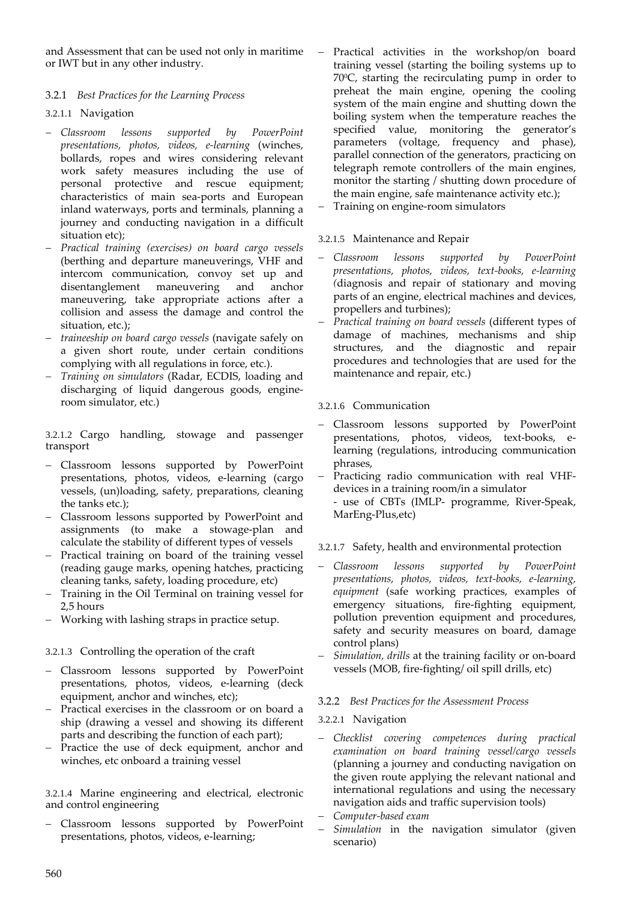and Assessment that can be used not only in maritime or IWT but in any other industry.

### 3.2.1 *Best Practices for the Learning Process*

#### 3.2.1.1 Navigation

- *Classroom lessons supported by PowerPoint presentations, photos, videos, e-learning* (winches, bollards, ropes and wires considering relevant work safety measures including the use of personal protective and rescue equipment; characteristics of main sea-ports and European inland waterways, ports and terminals, planning a journey and conducting navigation in a difficult situation etc);
- *Practical training (exercises) on board cargo vessels* (berthing and departure maneuverings, VHF and intercom communication, convoy set up and disentanglement maneuvering and anchor maneuvering, take appropriate actions after a collision and assess the damage and control the situation, etc.);
- *traineeship on board cargo vessels* (navigate safely on a given short route, under certain conditions complying with all regulations in force, etc.).
- *Training on simulators* (Radar, ECDIS, loading and discharging of liquid dangerous goods, engine-room simulator, etc.)

#### 3.2.1.2 Cargo handling, stowage and passenger transport

- Classroom lessons supported by PowerPoint presentations, photos, videos, e-learning (cargo vessels, (un)loading, safety, preparations, cleaning the tanks etc.);
- Classroom lessons supported by PowerPoint and assignments (to make a stowage-plan and calculate the stability of different types of vessels
- Practical training on board of the training vessel (reading gauge marks, opening hatches, practicing cleaning tanks, safety, loading procedure, etc)
- Training in the Oil Terminal on training vessel for 2,5 hours
- Working with lashing straps in practice setup.

#### 3.2.1.3 Controlling the operation of the craft

- Classroom lessons supported by PowerPoint presentations, photos, videos, e-learning (deck equipment, anchor and winches, etc);
- Practical exercises in the classroom or on board a ship (drawing a vessel and showing its different parts and describing the function of each part);
- Practice the use of deck equipment, anchor and winches, etc onboard a training vessel

#### 3.2.1.4 Marine engineering and electrical, electronic and control engineering

- Classroom lessons supported by PowerPoint presentations, photos, videos, e-learning;
- Practical activities in the workshop/on board training vessel (starting the boiling systems up to 70⁰C, starting the recirculating pump in order to preheat the main engine, opening the cooling system of the main engine and shutting down the boiling system when the temperature reaches the specified value, monitoring the generator's parameters (voltage, frequency and phase), parallel connection of the generators, practicing on telegraph remote controllers of the main engines, monitor the starting / shutting down procedure of the main engine, safe maintenance activity etc.);
- Training on engine-room simulators

#### 3.2.1.5 Maintenance and Repair

- *Classroom lessons supported by PowerPoint presentations, photos, videos, text-books, e-learning (*diagnosis and repair of stationary and moving parts of an engine, electrical machines and devices, propellers and turbines);
- *Practical training on board vessels* (different types of damage of machines, mechanisms and ship structures, and the diagnostic and repair procedures and technologies that are used for the maintenance and repair, etc.)

#### 3.2.1.6 Communication

- Classroom lessons supported by PowerPoint presentations, photos, videos, text-books, e-learning (regulations, introducing communication phrases,
- Practicing radio communication with real VHF-devices in a training room/in a simulator
  - use of CBTs (IMLP- programme, River-Speak, MarEng-Plus,etc)

#### 3.2.1.7 Safety, health and environmental protection

- *Classroom lessons supported by PowerPoint presentations, photos, videos, text-books, e-learning, equipment* (safe working practices, examples of emergency situations, fire-fighting equipment, pollution prevention equipment and procedures, safety and security measures on board, damage control plans)
- *Simulation, drills* at the training facility or on-board vessels (MOB, fire-fighting/ oil spill drills, etc)

### 3.2.2 *Best Practices for the Assessment Process*

#### 3.2.2.1 Navigation

- *Checklist covering competences during practical examination on board training vessel/cargo vessels* (planning a journey and conducting navigation on the given route applying the relevant national and international regulations and using the necessary navigation aids and traffic supervision tools)
- *Computer-based exam*
- *Simulation* in the navigation simulator (given scenario)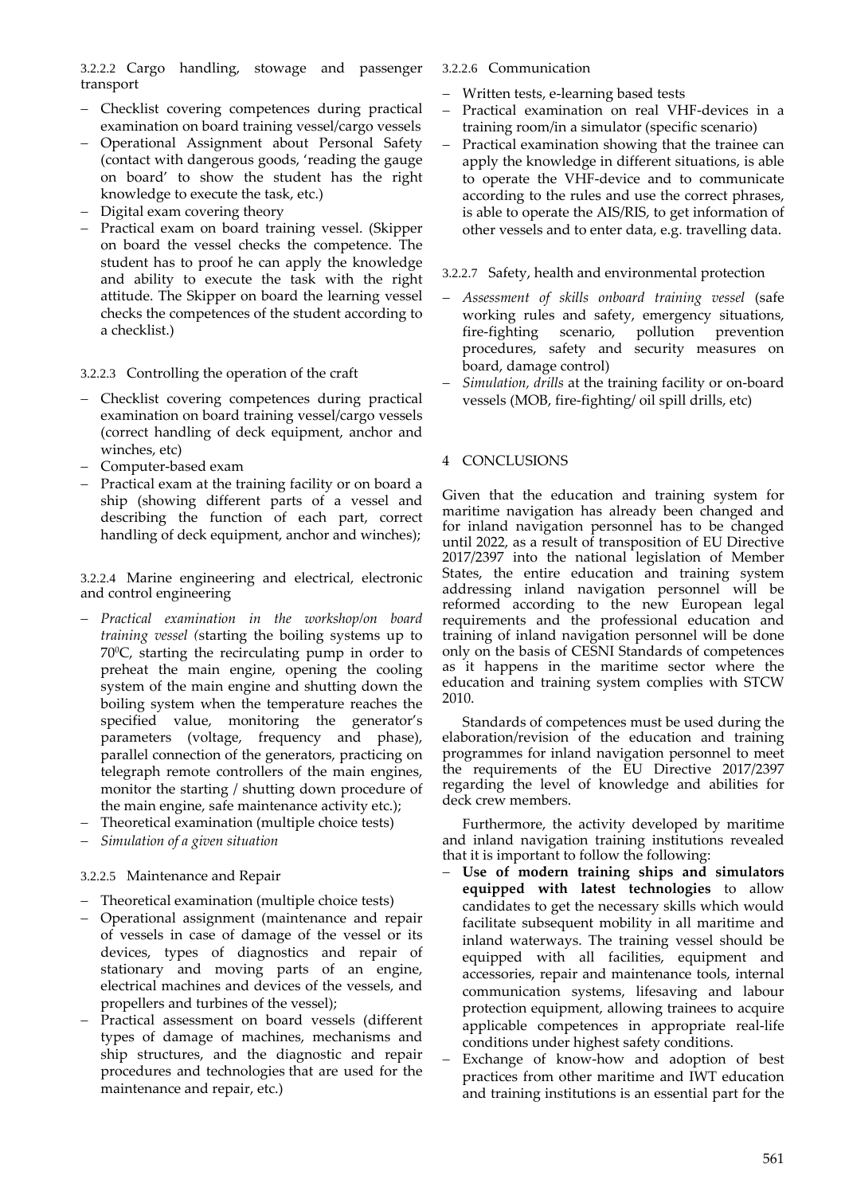3.2.2.2 Cargo handling, stowage and passenger transport

- Checklist covering competences during practical examination on board training vessel/cargo vessels
- Operational Assignment about Personal Safety (contact with dangerous goods, 'reading the gauge on board' to show the student has the right knowledge to execute the task, etc.)
- Digital exam covering theory
- Practical exam on board training vessel. (Skipper on board the vessel checks the competence. The student has to proof he can apply the knowledge and ability to execute the task with the right attitude. The Skipper on board the learning vessel checks the competences of the student according to a checklist.)

3.2.2.3 Controlling the operation of the craft

- Checklist covering competences during practical examination on board training vessel/cargo vessels (correct handling of deck equipment, anchor and winches, etc)
- Computer-based exam
- Practical exam at the training facility or on board a ship (showing different parts of a vessel and describing the function of each part, correct handling of deck equipment, anchor and winches);

3.2.2.4 Marine engineering and electrical, electronic and control engineering

- *Practical examination in the workshop/on board training vessel (*starting the boiling systems up to $70^0$C, starting the recirculating pump in order to preheat the main engine, opening the cooling system of the main engine and shutting down the boiling system when the temperature reaches the specified value, monitoring the generator's parameters (voltage, frequency and phase), parallel connection of the generators, practicing on telegraph remote controllers of the main engines, monitor the starting / shutting down procedure of the main engine, safe maintenance activity etc.);
- Theoretical examination (multiple choice tests)
- *Simulation of a given situation*

3.2.2.5 Maintenance and Repair

- Theoretical examination (multiple choice tests)
- Operational assignment (maintenance and repair of vessels in case of damage of the vessel or its devices, types of diagnostics and repair of stationary and moving parts of an engine, electrical machines and devices of the vessels, and propellers and turbines of the vessel);
- Practical assessment on board vessels (different types of damage of machines, mechanisms and ship structures, and the diagnostic and repair procedures and technologies that are used for the maintenance and repair, etc.)

3.2.2.6 Communication

- Written tests, e-learning based tests
- Practical examination on real VHF-devices in a training room/in a simulator (specific scenario)
- Practical examination showing that the trainee can apply the knowledge in different situations, is able to operate the VHF-device and to communicate according to the rules and use the correct phrases, is able to operate the AIS/RIS, to get information of other vessels and to enter data, e.g. travelling data.

3.2.2.7 Safety, health and environmental protection

- *Assessment of skills onboard training vessel* (safe working rules and safety, emergency situations, fire-fighting scenario, pollution prevention procedures, safety and security measures on board, damage control)
- *Simulation, drills* at the training facility or on-board vessels (MOB, fire-fighting/ oil spill drills, etc)

## 4 CONCLUSIONS

Given that the education and training system for maritime navigation has already been changed and for inland navigation personnel has to be changed until 2022, as a result of transposition of EU Directive 2017/2397 into the national legislation of Member States, the entire education and training system addressing inland navigation personnel will be reformed according to the new European legal requirements and the professional education and training of inland navigation personnel will be done only on the basis of CESNI Standards of competences as it happens in the maritime sector where the education and training system complies with STCW 2010.

Standards of competences must be used during the elaboration/revision of the education and training programmes for inland navigation personnel to meet the requirements of the EU Directive 2017/2397 regarding the level of knowledge and abilities for deck crew members.

Furthermore, the activity developed by maritime and inland navigation training institutions revealed that it is important to follow the following:

- **Use of modern training ships and simulators equipped with latest technologies** to allow candidates to get the necessary skills which would facilitate subsequent mobility in all maritime and inland waterways. The training vessel should be equipped with all facilities, equipment and accessories, repair and maintenance tools, internal communication systems, lifesaving and labour protection equipment, allowing trainees to acquire applicable competences in appropriate real-life conditions under highest safety conditions.
- Exchange of know-how and adoption of best practices from other maritime and IWT education and training institutions is an essential part for the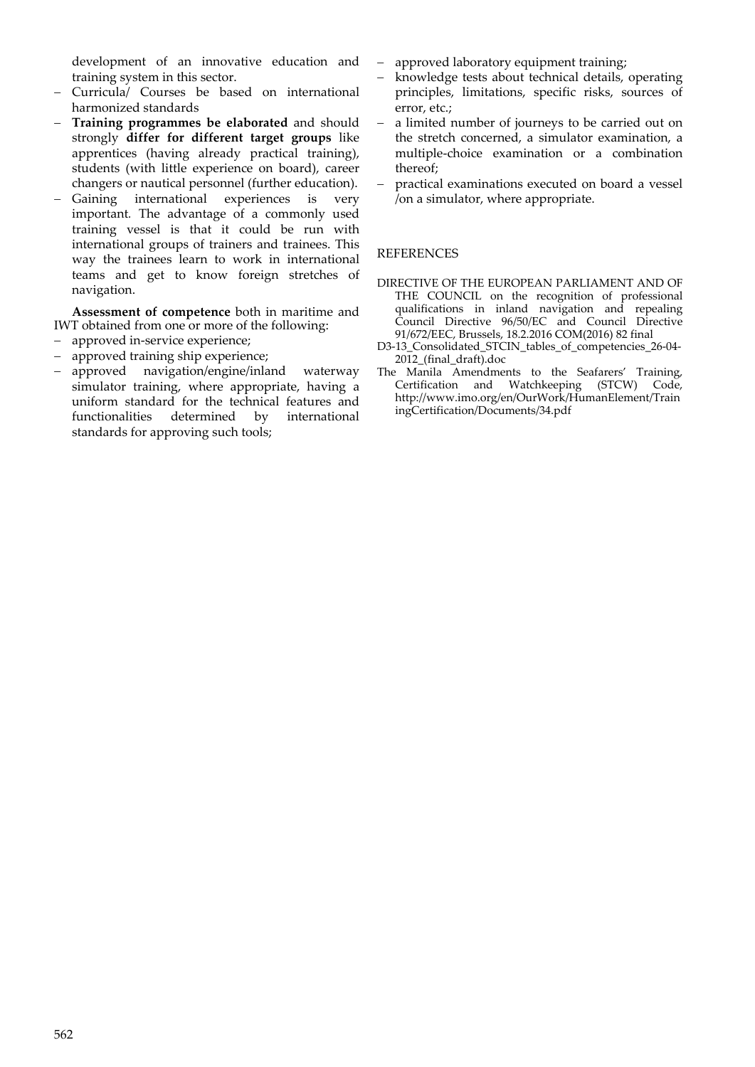development of an innovative education and training system in this sector.

- Curricula/ Courses be based on international harmonized standards
- **Training programmes be elaborated** and should strongly **differ for different target groups** like apprentices (having already practical training), students (with little experience on board), career changers or nautical personnel (further education).
- Gaining international experiences is very important. The advantage of a commonly used training vessel is that it could be run with international groups of trainers and trainees. This way the trainees learn to work in international teams and get to know foreign stretches of navigation.

**Assessment of competence** both in maritime and IWT obtained from one or more of the following:

- approved in-service experience;
- approved training ship experience;
- approved navigation/engine/inland waterway simulator training, where appropriate, having a uniform standard for the technical features and functionalities determined by international standards for approving such tools;
- approved laboratory equipment training;
- knowledge tests about technical details, operating principles, limitations, specific risks, sources of error, etc.;
- a limited number of journeys to be carried out on the stretch concerned, a simulator examination, a multiple-choice examination or a combination thereof;
- practical examinations executed on board a vessel /on a simulator, where appropriate.

## REFERENCES

DIRECTIVE OF THE EUROPEAN PARLIAMENT AND OF THE COUNCIL on the recognition of professional qualifications in inland navigation and repealing Council Directive 96/50/EC and Council Directive 91/672/EEC, Brussels, 18.2.2016 COM(2016) 82 final

D3-13_Consolidated_STCIN_tables_of_competencies_26-04-2012_(final_draft).doc

The Manila Amendments to the Seafarers' Training, Certification and Watchkeeping (STCW) Code, http://www.imo.org/en/OurWork/HumanElement/TrainingCertification/Documents/34.pdf